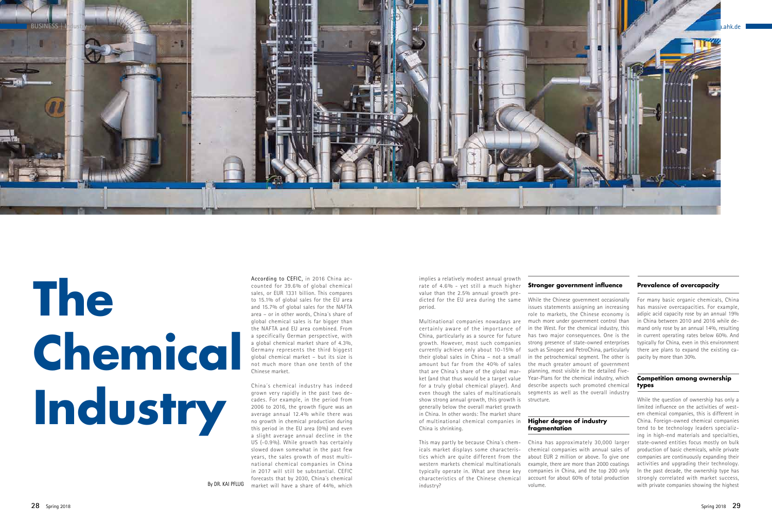# The Chemical Industry

By DR. KAI PFLUG

According to CEFIC, in 2016 China accounted for 39.6% of global chemical sales, or EUR 1331 billion. This compares to 15.1% of global sales for the EU area and 15.7% of global sales for the NAFTA area – or in other words, China's share of global chemical sales is far bigger than the NAFTA and EU area combined. From a specifically German perspective, with a global chemical market share of 4.3%, Germany represents the third biggest global chemical market – but its size is not much more than one tenth of the Chinese market.

China´s chemical industry has indeed grown very rapidly in the past two decades. For example, in the period from 2006 to 2016, the growth figure was an average annual 12.4% while there was no growth in chemical production during this period in the EU area (0%) and even a slight average annual decline in the US (-0.9%). While growth has certainly slowed down somewhat in the past few years, the sales growth of most multinational chemical companies in China in 2017 will still be substantial. CEFIC forecasts that by 2030, China's chemical market will have a share of 44%, which implies a relatively modest annual growth rate of 4.6% - yet still a much higher value than the 2.5% annual growth predicted for the EU area during the same period.

Multinational companies nowadays are certainly aware of the importance of China, particularly as a source for future growth. However, most such companies currently achieve only about 10-15% of their global sales in China – not a small amount but far from the 40% of sales that are China's share of the global market (and that thus would be a target value for a truly global chemical player). And even though the sales of multinationals show strong annual growth, this growth is generally below the overall market growth in China. In other words: The market share of multinational chemical companies in China is shrinking.

This may partly be because China's chemicals market displays some characteristics which are quite different from the western markets chemical multinationals typically operate in. What are these key characteristics of the Chinese chemical industry?

## Stronger government influence

While the Chinese government occasionally issues statements assigning an increasing role to markets, the Chinese economy is much more under government control than in the West. For the chemical industry, this has two major consequences. One is the strong presence of state-owned enterprises such as Sinopec and PetroChina, particularly in the petrochemical segment. The other is the much greater amount of government planning, most visible in the detailed Five-Year-Plans for the chemical industry, which describe aspects such promoted chemical segments as well as the overall industry structure.

## Higher degree of industry fragmentation

China has approximately 30,000 larger chemical companies with annual sales of about EUR 2 million or above. To give one example, there are more than 2000 coatings companies in China, and the top 200 only account for about 60% of total production volume.

## Prevalence of overcapacity

For many basic organic chemicals, China has massive overcapacities. For example, adipic acid capacity rose by an annual 19% in China between 2010 and 2016 while demand only rose by an annual 14%, resulting in current operating rates below 60%. And typically for China, even in this environment there are plans to expand the existing capacity by more than 30%.

## Competition among ownership types

While the question of ownership has only a limited influence on the activities of western chemical companies, this is different in China. Foreign-owned chemical companies tend to be technology leaders specializing in high-end materials and specialties, state-owned entities focus mostly on bulk production of basic chemicals, while private companies are continuously expanding their activities and upgrading their technology. In the past decade, the ownership type has strongly correlated with market success, with private companies showing the highest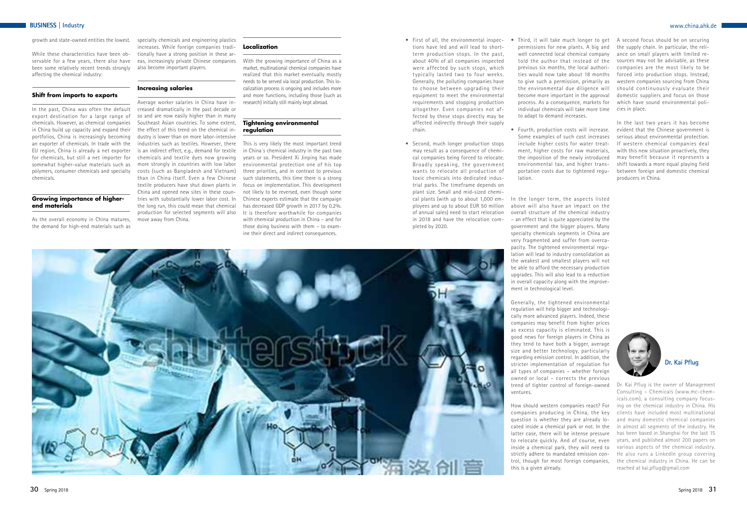growth and state-owned entities the lowest.

While these characteristics have been observable for a few years, there also have been some relatively recent trends strongly affecting the chemical industry:

## Shift from imports to exports

In the past, China was often the default export destination for a large range of chemicals. However, as chemical companies in China build up capacity and expand their portfolios, China is increasingly becoming an exporter of chemicals. In trade with the EU region, China is already a net exporter for chemicals, but still a net importer for somewhat higher-value materials such as polymers, consumer chemicals and specialty chemicals.

## Growing importance of higher-end materials

As the overall economy in China matures, the demand for high-end materials such as specialty chemicals and engineering plastics increases. While foreign companies traditionally have a strong position in these areas, increasingly private Chinese companies also become important players.

## Increasing salaries

Average worker salaries in China have increased dramatically in the past decade or so and are now easily higher than in many Southeast Asian countries. To some extent, the effect of this trend on the chemical industry is lower than on more labor-intensive industries such as textiles. However, there is an indirect effect, e.g., demand for textile chemicals and textile dyes now growing more strongly in countries with low labor costs (such as Bangladesh and Vietnam) than in China itself. Even a few Chinese textile producers have shut down plants in China and opened new sites in these countries with substantially lower labor cost. In the long run, this could mean that chemical production for selected segments will also move away from China.

## Localization

With the growing importance of China as a market, multinational chemical companies have realized that this market eventually mostly needs to be served via local production. This localization process is ongoing and includes more and more functions, including those (such as research) initially still mainly kept abroad.

## Tightening environmental regulation

This is very likely the most important trend in China´s chemical industry in the past two years or so. President Xi Jinping has made environmental protection one of his top three priorities, and in contrast to previous such statements, this time there is a strong focus on implementation. This development not likely to be reversed, even though some Chinese experts estimate that the campaign has decreased GDP growth in 2017 by 0.2%. It is therefore worthwhile for companies with chemical production in China – and for those doing business with them – to examine their direct and indirect consequences.

- First of all, the environmental inspections have led and will lead to short-term production stops. In the past, about 40% of all companies inspected were affected by such stops, which typically lasted two to four weeks. Generally, the polluting companies have to choose between upgrading their equipment to meet the environmental requirements and stopping production altogether. Even companies not affected by these stops directly may be affected indirectly through their supply chain.
- Second, much longer production stops may result as a consequence of chemical companies being forced to relocate. Broadly speaking, the government wants to relocate all production of toxic chemicals into dedicated industrial parks. The timeframe depends on plant size. Small and mid-sized chemical plants (with up to about 1,000 employees and up to about EUR 50 million of annual sales) need to start relocation in 2018 and have the relocation completed by 2020.
- Third, it will take much longer to get permissions for new plants. A big and well connected local chemical company told the author that instead of the previous six months, the local authorities would now take about 18 months to give such a permission, primarily as the environmental due diligence will become more important in the approval process. As a consequence, markets for individual chemicals will take more time to adapt to demand increases.
- Fourth, production costs will increase. Some examples of such cost increases include higher costs for water treatment, higher costs for raw materials, the imposition of the newly introduced environmental tax, and higher transportation costs due to tightened regulation.

In the longer term, the aspects listed above will also have an impact on the overall structure of the chemical industry – an effect that is quite appreciated by the government and the bigger players. Many specialty chemicals segments in China are very fragmented and suffer from overcapacity. The tightened environmental regulation will lead to industry consolidation as the weakest and smallest players will not be able to afford the necessary production upgrades. This will also lead to a reduction in overall capacity along with the improvement in technological level.

Generally, the tightened environmental regulation will help bigger and technologically more advanced players. Indeed, these companies may benefit from higher prices as excess capacity is eliminated. This is good news for foreign players in China as they tend to have both a bigger, average size and better technology, particularly regarding emission control. In addition, the stricter implementation of regulation for all types of companies – whether foreign owned or local – corrects the previous trend of tighter control of foreign-owned ventures.

How should western companies react? For companies producing in China, the key question is whether they are already located inside a chemical park or not. In the latter case, there will be intense pressure to relocate quickly. And of course, even inside a chemical park, they will need to strictly adhere to mandated emission control, though for most foreign companies, this is a given already.

A second focus should be on securing the supply chain. In particular, the reliance on small players with limited resources may not be advisable, as these companies are the most likely to be forced into production stops. Instead, western companies sourcing from China should continuously evaluate their domestic suppliers and focus on those which have sound environmental policies in place.

In the last two years it has become evident that the Chinese government is serious about environmental protection. If western chemical companies deal with this new situation proactively, they may benefit because it represents a shift towards a more equal playing field between foreign and domestic chemical producers in China.

**Dr. Kai Pflug**

Dr. Kai Pflug is the owner of Management Consulting – Chemicals (www.mc-chemicals.com), a consulting company focusing on the chemical industry in China. His clients have included most multinational and many domestic chemical companies in almost all segments of the industry. He has been based in Shanghai for the last 15 years, and published almost 200 papers on various aspects of the chemical industry. He also runs a LinkedIn group covering the chemical industry in China. He can be reached at kai.pflug@gmail.com